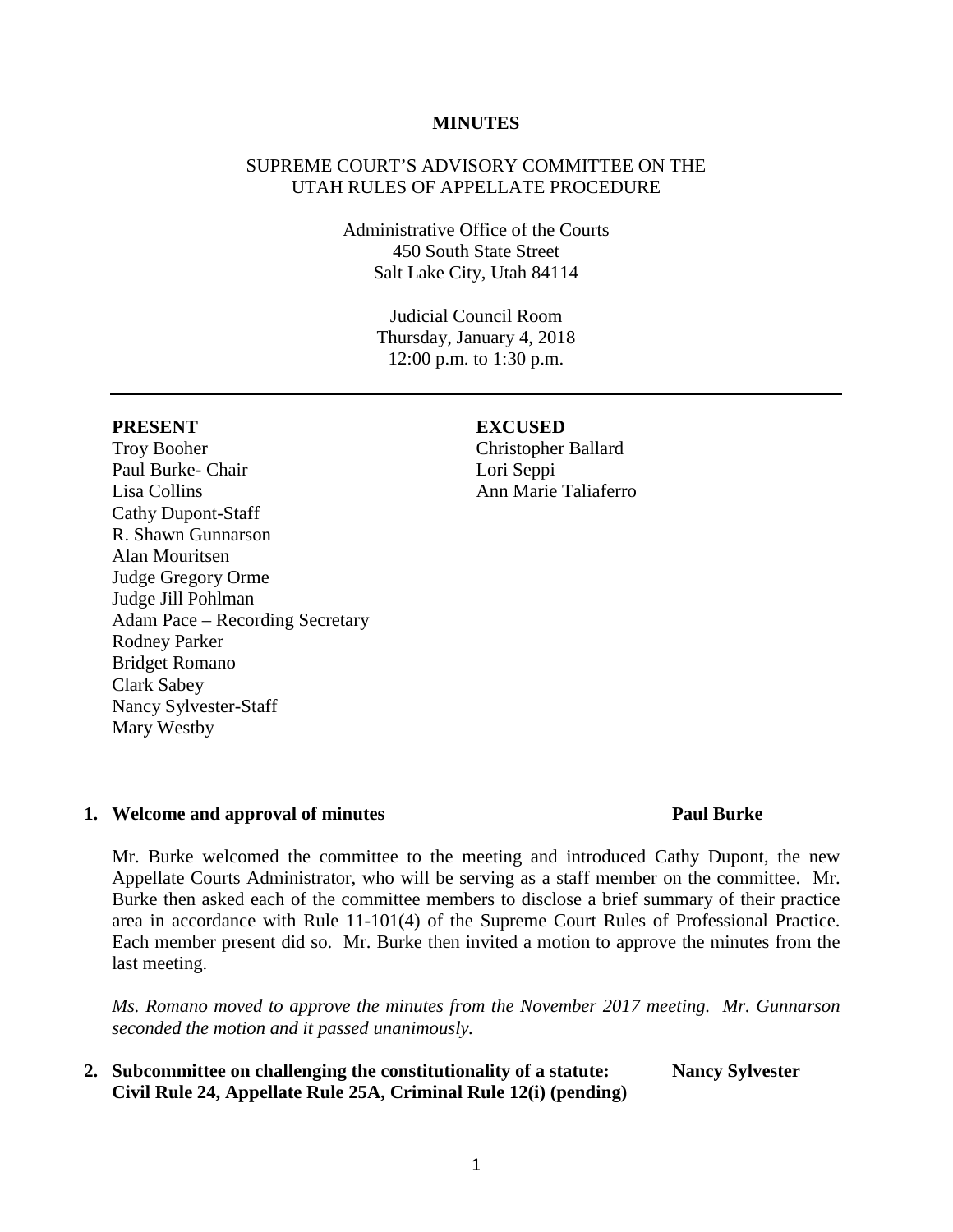**MINUTES**

SUPREME COURT'S ADVISORY COMMITTEE ON THE UTAH RULES OF APPELLATE PROCEDURE

Administrative Office of the Courts
450 South State Street
Salt Lake City, Utah 84114

Judicial Council Room
Thursday, January 4, 2018
12:00 p.m. to 1:30 p.m.

---

**PRESENT**

Troy Booher
Paul Burke- Chair
Lisa Collins
Cathy Dupont-Staff
R. Shawn Gunnarson
Alan Mouritsen
Judge Gregory Orme
Judge Jill Pohlman
Adam Pace – Recording Secretary
Rodney Parker
Bridget Romano
Clark Sabey
Nancy Sylvester-Staff
Mary Westby

**EXCUSED**

Christopher Ballard
Lori Seppi
Ann Marie Taliaferro

**1. Welcome and approval of minutes** **Paul Burke**

Mr. Burke welcomed the committee to the meeting and introduced Cathy Dupont, the new Appellate Courts Administrator, who will be serving as a staff member on the committee. Mr. Burke then asked each of the committee members to disclose a brief summary of their practice area in accordance with Rule 11-101(4) of the Supreme Court Rules of Professional Practice. Each member present did so. Mr. Burke then invited a motion to approve the minutes from the last meeting.

*Ms. Romano moved to approve the minutes from the November 2017 meeting. Mr. Gunnarson seconded the motion and it passed unanimously.*

**2. Subcommittee on challenging the constitutionality of a statute: Civil Rule 24, Appellate Rule 25A, Criminal Rule 12(i) (pending)** **Nancy Sylvester**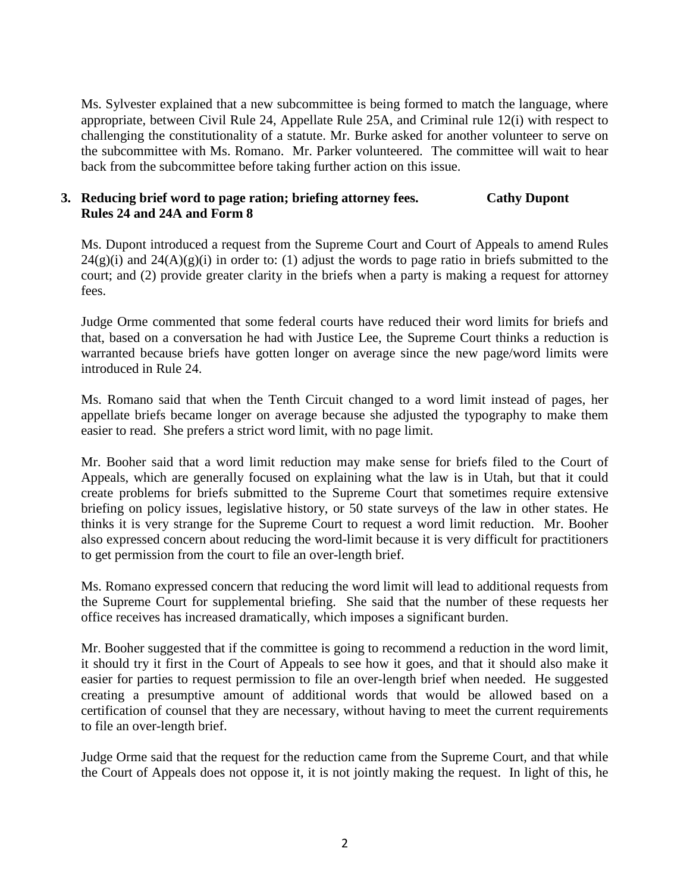Ms. Sylvester explained that a new subcommittee is being formed to match the language, where appropriate, between Civil Rule 24, Appellate Rule 25A, and Criminal rule 12(i) with respect to challenging the constitutionality of a statute. Mr. Burke asked for another volunteer to serve on the subcommittee with Ms. Romano. Mr. Parker volunteered. The committee will wait to hear back from the subcommittee before taking further action on this issue.

**3. Reducing brief word to page ration; briefing attorney fees. Cathy Dupont**
**Rules 24 and 24A and Form 8**

Ms. Dupont introduced a request from the Supreme Court and Court of Appeals to amend Rules 24(g)(i) and 24(A)(g)(i) in order to: (1) adjust the words to page ratio in briefs submitted to the court; and (2) provide greater clarity in the briefs when a party is making a request for attorney fees.

Judge Orme commented that some federal courts have reduced their word limits for briefs and that, based on a conversation he had with Justice Lee, the Supreme Court thinks a reduction is warranted because briefs have gotten longer on average since the new page/word limits were introduced in Rule 24.

Ms. Romano said that when the Tenth Circuit changed to a word limit instead of pages, her appellate briefs became longer on average because she adjusted the typography to make them easier to read. She prefers a strict word limit, with no page limit.

Mr. Booher said that a word limit reduction may make sense for briefs filed to the Court of Appeals, which are generally focused on explaining what the law is in Utah, but that it could create problems for briefs submitted to the Supreme Court that sometimes require extensive briefing on policy issues, legislative history, or 50 state surveys of the law in other states. He thinks it is very strange for the Supreme Court to request a word limit reduction. Mr. Booher also expressed concern about reducing the word-limit because it is very difficult for practitioners to get permission from the court to file an over-length brief.

Ms. Romano expressed concern that reducing the word limit will lead to additional requests from the Supreme Court for supplemental briefing. She said that the number of these requests her office receives has increased dramatically, which imposes a significant burden.

Mr. Booher suggested that if the committee is going to recommend a reduction in the word limit, it should try it first in the Court of Appeals to see how it goes, and that it should also make it easier for parties to request permission to file an over-length brief when needed. He suggested creating a presumptive amount of additional words that would be allowed based on a certification of counsel that they are necessary, without having to meet the current requirements to file an over-length brief.

Judge Orme said that the request for the reduction came from the Supreme Court, and that while the Court of Appeals does not oppose it, it is not jointly making the request. In light of this, he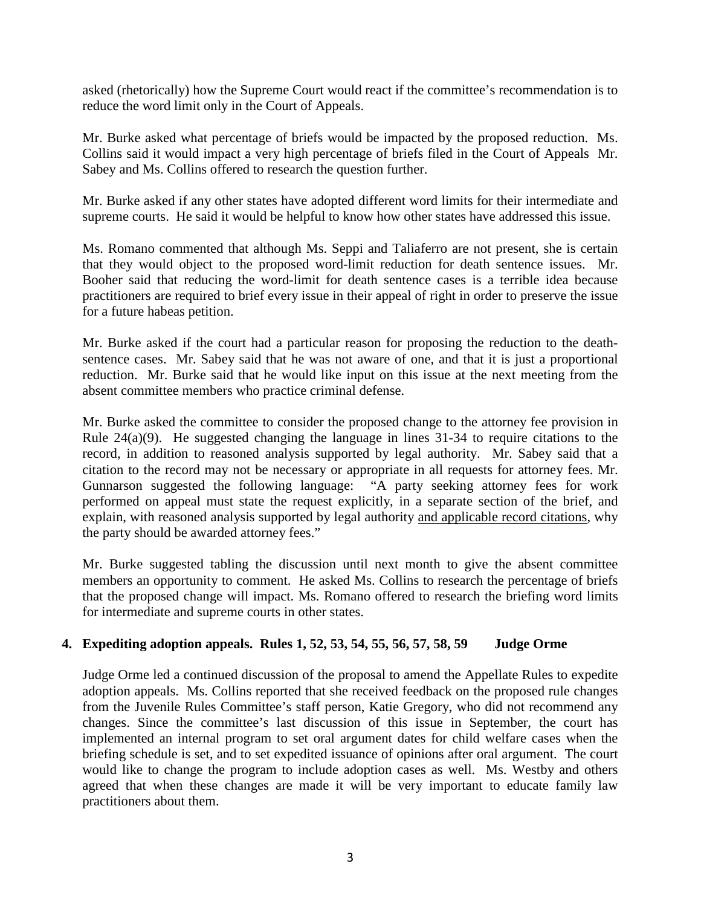asked (rhetorically) how the Supreme Court would react if the committee's recommendation is to reduce the word limit only in the Court of Appeals.

Mr. Burke asked what percentage of briefs would be impacted by the proposed reduction. Ms. Collins said it would impact a very high percentage of briefs filed in the Court of Appeals Mr. Sabey and Ms. Collins offered to research the question further.

Mr. Burke asked if any other states have adopted different word limits for their intermediate and supreme courts. He said it would be helpful to know how other states have addressed this issue.

Ms. Romano commented that although Ms. Seppi and Taliaferro are not present, she is certain that they would object to the proposed word-limit reduction for death sentence issues. Mr. Booher said that reducing the word-limit for death sentence cases is a terrible idea because practitioners are required to brief every issue in their appeal of right in order to preserve the issue for a future habeas petition.

Mr. Burke asked if the court had a particular reason for proposing the reduction to the death-sentence cases. Mr. Sabey said that he was not aware of one, and that it is just a proportional reduction. Mr. Burke said that he would like input on this issue at the next meeting from the absent committee members who practice criminal defense.

Mr. Burke asked the committee to consider the proposed change to the attorney fee provision in Rule 24(a)(9). He suggested changing the language in lines 31-34 to require citations to the record, in addition to reasoned analysis supported by legal authority. Mr. Sabey said that a citation to the record may not be necessary or appropriate in all requests for attorney fees. Mr. Gunnarson suggested the following language: "A party seeking attorney fees for work performed on appeal must state the request explicitly, in a separate section of the brief, and explain, with reasoned analysis supported by legal authority <u>and applicable record citations</u>, why the party should be awarded attorney fees."

Mr. Burke suggested tabling the discussion until next month to give the absent committee members an opportunity to comment. He asked Ms. Collins to research the percentage of briefs that the proposed change will impact. Ms. Romano offered to research the briefing word limits for intermediate and supreme courts in other states.

**4. Expediting adoption appeals. Rules 1, 52, 53, 54, 55, 56, 57, 58, 59 Judge Orme**

Judge Orme led a continued discussion of the proposal to amend the Appellate Rules to expedite adoption appeals. Ms. Collins reported that she received feedback on the proposed rule changes from the Juvenile Rules Committee's staff person, Katie Gregory, who did not recommend any changes. Since the committee's last discussion of this issue in September, the court has implemented an internal program to set oral argument dates for child welfare cases when the briefing schedule is set, and to set expedited issuance of opinions after oral argument. The court would like to change the program to include adoption cases as well. Ms. Westby and others agreed that when these changes are made it will be very important to educate family law practitioners about them.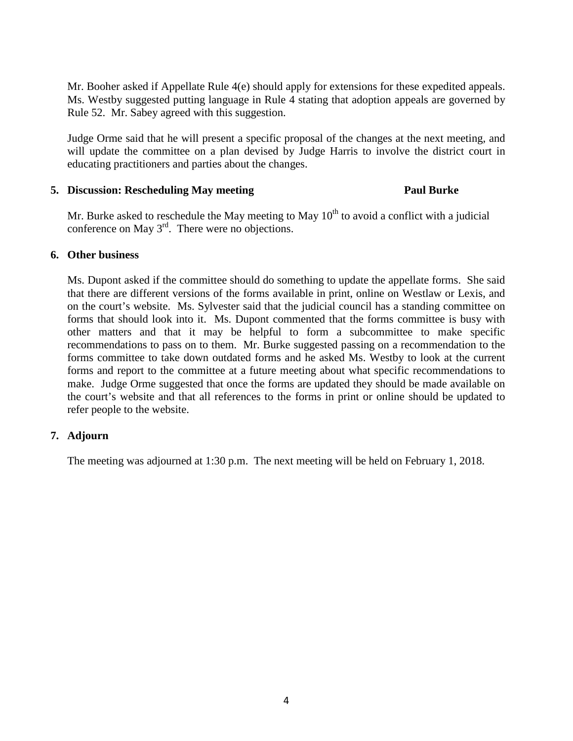Mr. Booher asked if Appellate Rule 4(e) should apply for extensions for these expedited appeals. Ms. Westby suggested putting language in Rule 4 stating that adoption appeals are governed by Rule 52. Mr. Sabey agreed with this suggestion.

Judge Orme said that he will present a specific proposal of the changes at the next meeting, and will update the committee on a plan devised by Judge Harris to involve the district court in educating practitioners and parties about the changes.

**5. Discussion: Rescheduling May meeting** **Paul Burke**

Mr. Burke asked to reschedule the May meeting to May 10th to avoid a conflict with a judicial conference on May 3rd. There were no objections.

**6. Other business**

Ms. Dupont asked if the committee should do something to update the appellate forms. She said that there are different versions of the forms available in print, online on Westlaw or Lexis, and on the court's website. Ms. Sylvester said that the judicial council has a standing committee on forms that should look into it. Ms. Dupont commented that the forms committee is busy with other matters and that it may be helpful to form a subcommittee to make specific recommendations to pass on to them. Mr. Burke suggested passing on a recommendation to the forms committee to take down outdated forms and he asked Ms. Westby to look at the current forms and report to the committee at a future meeting about what specific recommendations to make. Judge Orme suggested that once the forms are updated they should be made available on the court's website and that all references to the forms in print or online should be updated to refer people to the website.

**7. Adjourn**

The meeting was adjourned at 1:30 p.m. The next meeting will be held on February 1, 2018.